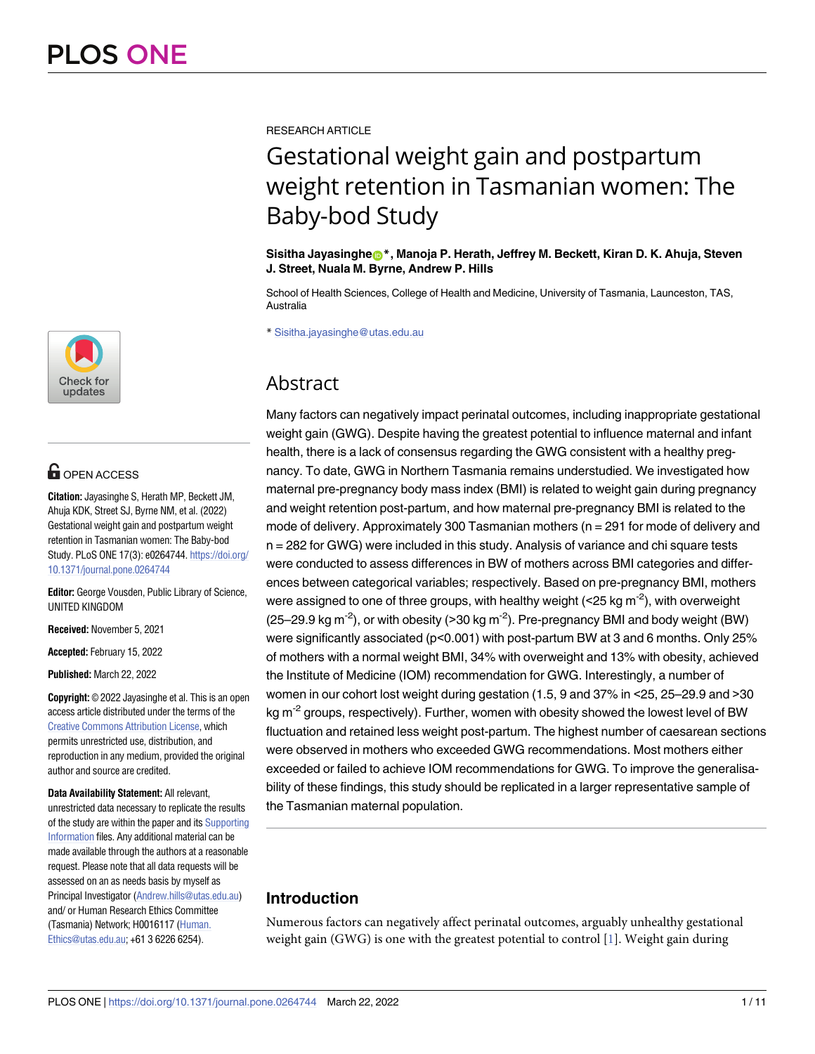RESEARCH ARTICLE

# Gestational weight gain and postpartum weight retention in Tasmanian women: The Baby-bod Study

**Sisitha Jayasinghe\*, Manoja P. Herath, Jeffrey M. Beckett, Kiran D. K. Ahuja, Steven J. Street, Nuala M. Byrne, Andrew P. Hills**

School of Health Sciences, College of Health and Medicine, University of Tasmania, Launceston, TAS, Australia

\* Sisitha.jayasinghe@utas.edu.au

OPEN ACCESS

**Citation:** Jayasinghe S, Herath MP, Beckett JM, Ahuja KDK, Street SJ, Byrne NM, et al. (2022) Gestational weight gain and postpartum weight retention in Tasmanian women: The Baby-bod Study. PLoS ONE 17(3): e0264744. https://doi.org/10.1371/journal.pone.0264744

**Editor:** George Vousden, Public Library of Science, UNITED KINGDOM

**Received:** November 5, 2021

**Accepted:** February 15, 2022

**Published:** March 22, 2022

**Copyright:** © 2022 Jayasinghe et al. This is an open access article distributed under the terms of the Creative Commons Attribution License, which permits unrestricted use, distribution, and reproduction in any medium, provided the original author and source are credited.

**Data Availability Statement:** All relevant, unrestricted data necessary to replicate the results of the study are within the paper and its Supporting Information files. Any additional material can be made available through the authors at a reasonable request. Please note that all data requests will be assessed on an as needs basis by myself as Principal Investigator (Andrew.hills@utas.edu.au) and/ or Human Research Ethics Committee (Tasmania) Network; H0016117 (Human.Ethics@utas.edu.au; +61 3 6226 6254).

## Abstract

Many factors can negatively impact perinatal outcomes, including inappropriate gestational weight gain (GWG). Despite having the greatest potential to influence maternal and infant health, there is a lack of consensus regarding the GWG consistent with a healthy pregnancy. To date, GWG in Northern Tasmania remains understudied. We investigated how maternal pre-pregnancy body mass index (BMI) is related to weight gain during pregnancy and weight retention post-partum, and how maternal pre-pregnancy BMI is related to the mode of delivery. Approximately 300 Tasmanian mothers (n = 291 for mode of delivery and n = 282 for GWG) were included in this study. Analysis of variance and chi square tests were conducted to assess differences in BW of mothers across BMI categories and differences between categorical variables; respectively. Based on pre-pregnancy BMI, mothers were assigned to one of three groups, with healthy weight (<25 kg $m^{-2}$), with overweight (25–29.9 kg $m^{-2}$), or with obesity (>30 kg $m^{-2}$). Pre-pregnancy BMI and body weight (BW) were significantly associated ($p<0.001$) with post-partum BW at 3 and 6 months. Only 25% of mothers with a normal weight BMI, 34% with overweight and 13% with obesity, achieved the Institute of Medicine (IOM) recommendation for GWG. Interestingly, a number of women in our cohort lost weight during gestation (1.5, 9 and 37% in <25, 25–29.9 and >30 kg $m^{-2}$ groups, respectively). Further, women with obesity showed the lowest level of BW fluctuation and retained less weight post-partum. The highest number of caesarean sections were observed in mothers who exceeded GWG recommendations. Most mothers either exceeded or failed to achieve IOM recommendations for GWG. To improve the generalisability of these findings, this study should be replicated in a larger representative sample of the Tasmanian maternal population.

## Introduction

Numerous factors can negatively affect perinatal outcomes, arguably unhealthy gestational weight gain (GWG) is one with the greatest potential to control [1]. Weight gain during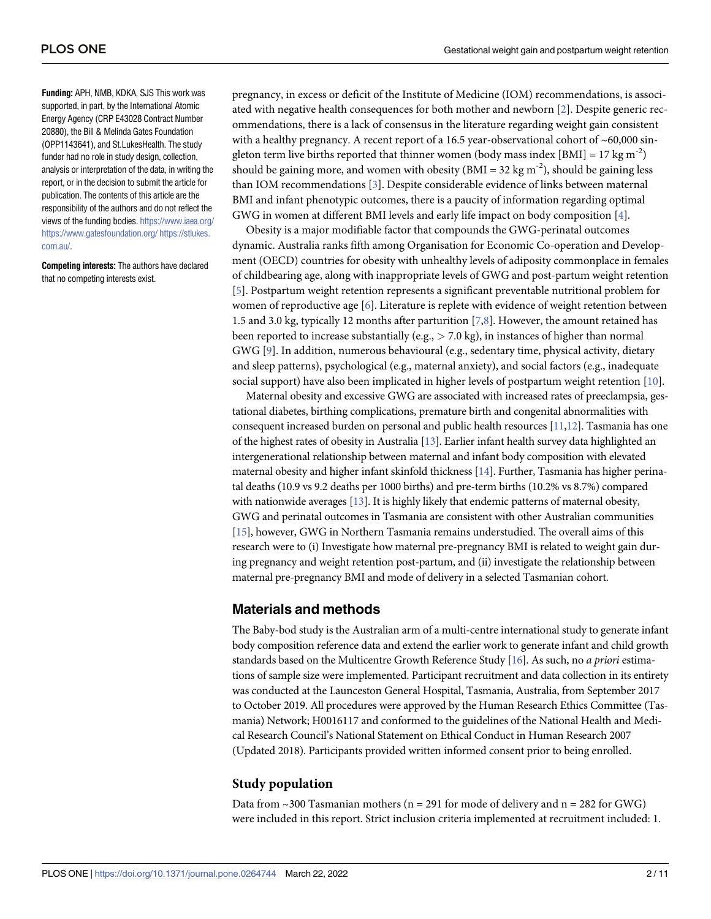**Funding:** APH, NMB, KDKA, SJS This work was supported, in part, by the International Atomic Energy Agency (CRP E43028 Contract Number 20880), the Bill & Melinda Gates Foundation (OPP1143641), and St.LukesHealth. The study funder had no role in study design, collection, analysis or interpretation of the data, in writing the report, or in the decision to submit the article for publication. The contents of this article are the responsibility of the authors and do not reflect the views of the funding bodies. https://www.iaea.org/ https://www.gatesfoundation.org/ https://stlukes.com.au/.

**Competing interests:** The authors have declared that no competing interests exist.

pregnancy, in excess or deficit of the Institute of Medicine (IOM) recommendations, is associated with negative health consequences for both mother and newborn [2]. Despite generic recommendations, there is a lack of consensus in the literature regarding weight gain consistent with a healthy pregnancy. A recent report of a 16.5 year-observational cohort of ~60,000 singleton term live births reported that thinner women (body mass index [BMI] = 17 kg $m^{-2}$) should be gaining more, and women with obesity (BMI = 32 kg $m^{-2}$), should be gaining less than IOM recommendations [3]. Despite considerable evidence of links between maternal BMI and infant phenotypic outcomes, there is a paucity of information regarding optimal GWG in women at different BMI levels and early life impact on body composition [4].

Obesity is a major modifiable factor that compounds the GWG-perinatal outcomes dynamic. Australia ranks fifth among Organisation for Economic Co-operation and Development (OECD) countries for obesity with unhealthy levels of adiposity commonplace in females of childbearing age, along with inappropriate levels of GWG and post-partum weight retention [5]. Postpartum weight retention represents a significant preventable nutritional problem for women of reproductive age [6]. Literature is replete with evidence of weight retention between 1.5 and 3.0 kg, typically 12 months after parturition [7,8]. However, the amount retained has been reported to increase substantially (e.g., > 7.0 kg), in instances of higher than normal GWG [9]. In addition, numerous behavioural (e.g., sedentary time, physical activity, dietary and sleep patterns), psychological (e.g., maternal anxiety), and social factors (e.g., inadequate social support) have also been implicated in higher levels of postpartum weight retention [10].

Maternal obesity and excessive GWG are associated with increased rates of preeclampsia, gestational diabetes, birthing complications, premature birth and congenital abnormalities with consequent increased burden on personal and public health resources [11,12]. Tasmania has one of the highest rates of obesity in Australia [13]. Earlier infant health survey data highlighted an intergenerational relationship between maternal and infant body composition with elevated maternal obesity and higher infant skinfold thickness [14]. Further, Tasmania has higher perinatal deaths (10.9 vs 9.2 deaths per 1000 births) and pre-term births (10.2% vs 8.7%) compared with nationwide averages [13]. It is highly likely that endemic patterns of maternal obesity, GWG and perinatal outcomes in Tasmania are consistent with other Australian communities [15], however, GWG in Northern Tasmania remains understudied. The overall aims of this research were to (i) Investigate how maternal pre-pregnancy BMI is related to weight gain during pregnancy and weight retention post-partum, and (ii) investigate the relationship between maternal pre-pregnancy BMI and mode of delivery in a selected Tasmanian cohort.

## Materials and methods

The Baby-bod study is the Australian arm of a multi-centre international study to generate infant body composition reference data and extend the earlier work to generate infant and child growth standards based on the Multicentre Growth Reference Study [16]. As such, no *a priori* estimations of sample size were implemented. Participant recruitment and data collection in its entirety was conducted at the Launceston General Hospital, Tasmania, Australia, from September 2017 to October 2019. All procedures were approved by the Human Research Ethics Committee (Tasmania) Network; H0016117 and conformed to the guidelines of the National Health and Medical Research Council's National Statement on Ethical Conduct in Human Research 2007 (Updated 2018). Participants provided written informed consent prior to being enrolled.

### Study population

Data from ~300 Tasmanian mothers (n = 291 for mode of delivery and n = 282 for GWG) were included in this report. Strict inclusion criteria implemented at recruitment included: 1.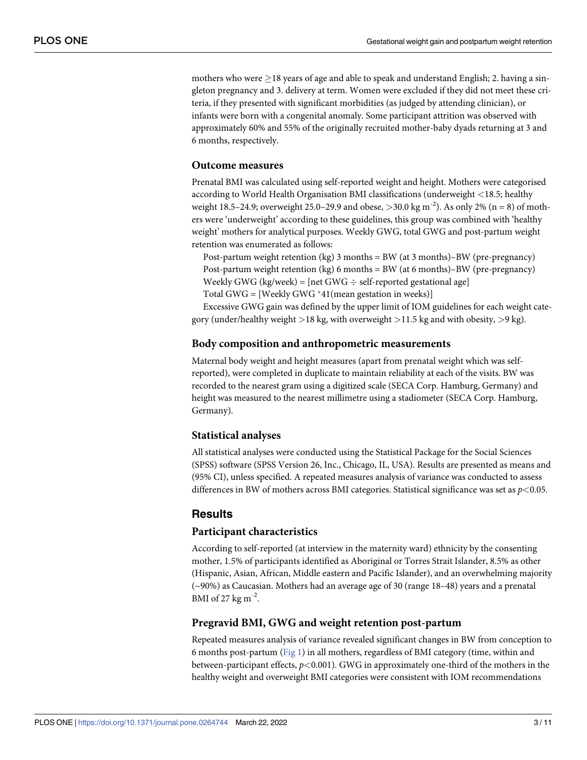mothers who were ≥18 years of age and able to speak and understand English; 2. having a singleton pregnancy and 3. delivery at term. Women were excluded if they did not meet these criteria, if they presented with significant morbidities (as judged by attending clinician), or infants were born with a congenital anomaly. Some participant attrition was observed with approximately 60% and 55% of the originally recruited mother-baby dyads returning at 3 and 6 months, respectively.

### Outcome measures

Prenatal BMI was calculated using self-reported weight and height. Mothers were categorised according to World Health Organisation BMI classifications (underweight <18.5; healthy weight 18.5–24.9; overweight 25.0–29.9 and obese, >30.0 kg m$^{-2}$). As only 2% (n = 8) of mothers were 'underweight' according to these guidelines, this group was combined with 'healthy weight' mothers for analytical purposes. Weekly GWG, total GWG and post-partum weight retention was enumerated as follows:

Post-partum weight retention (kg) 3 months = BW (at 3 months)–BW (pre-pregnancy)

Post-partum weight retention (kg) 6 months = BW (at 6 months)–BW (pre-pregnancy)

Weekly GWG (kg/week) = [net GWG ÷ self-reported gestational age]

Total GWG = [Weekly GWG *41(mean gestation in weeks)]

Excessive GWG gain was defined by the upper limit of IOM guidelines for each weight category (under/healthy weight >18 kg, with overweight >11.5 kg and with obesity, >9 kg).

### Body composition and anthropometric measurements

Maternal body weight and height measures (apart from prenatal weight which was self-reported), were completed in duplicate to maintain reliability at each of the visits. BW was recorded to the nearest gram using a digitized scale (SECA Corp. Hamburg, Germany) and height was measured to the nearest millimetre using a stadiometer (SECA Corp. Hamburg, Germany).

### Statistical analyses

All statistical analyses were conducted using the Statistical Package for the Social Sciences (SPSS) software (SPSS Version 26, Inc., Chicago, IL, USA). Results are presented as means and (95% CI), unless specified. A repeated measures analysis of variance was conducted to assess differences in BW of mothers across BMI categories. Statistical significance was set as $p<0.05$.

## Results

### Participant characteristics

According to self-reported (at interview in the maternity ward) ethnicity by the consenting mother, 1.5% of participants identified as Aboriginal or Torres Strait Islander, 8.5% as other (Hispanic, Asian, African, Middle eastern and Pacific Islander), and an overwhelming majority (~90%) as Caucasian. Mothers had an average age of 30 (range 18–48) years and a prenatal BMI of 27 kg m$^{-2}$.

### Pregravid BMI, GWG and weight retention post-partum

Repeated measures analysis of variance revealed significant changes in BW from conception to 6 months post-partum (Fig 1) in all mothers, regardless of BMI category (time, within and between-participant effects, $p<0.001$). GWG in approximately one-third of the mothers in the healthy weight and overweight BMI categories were consistent with IOM recommendations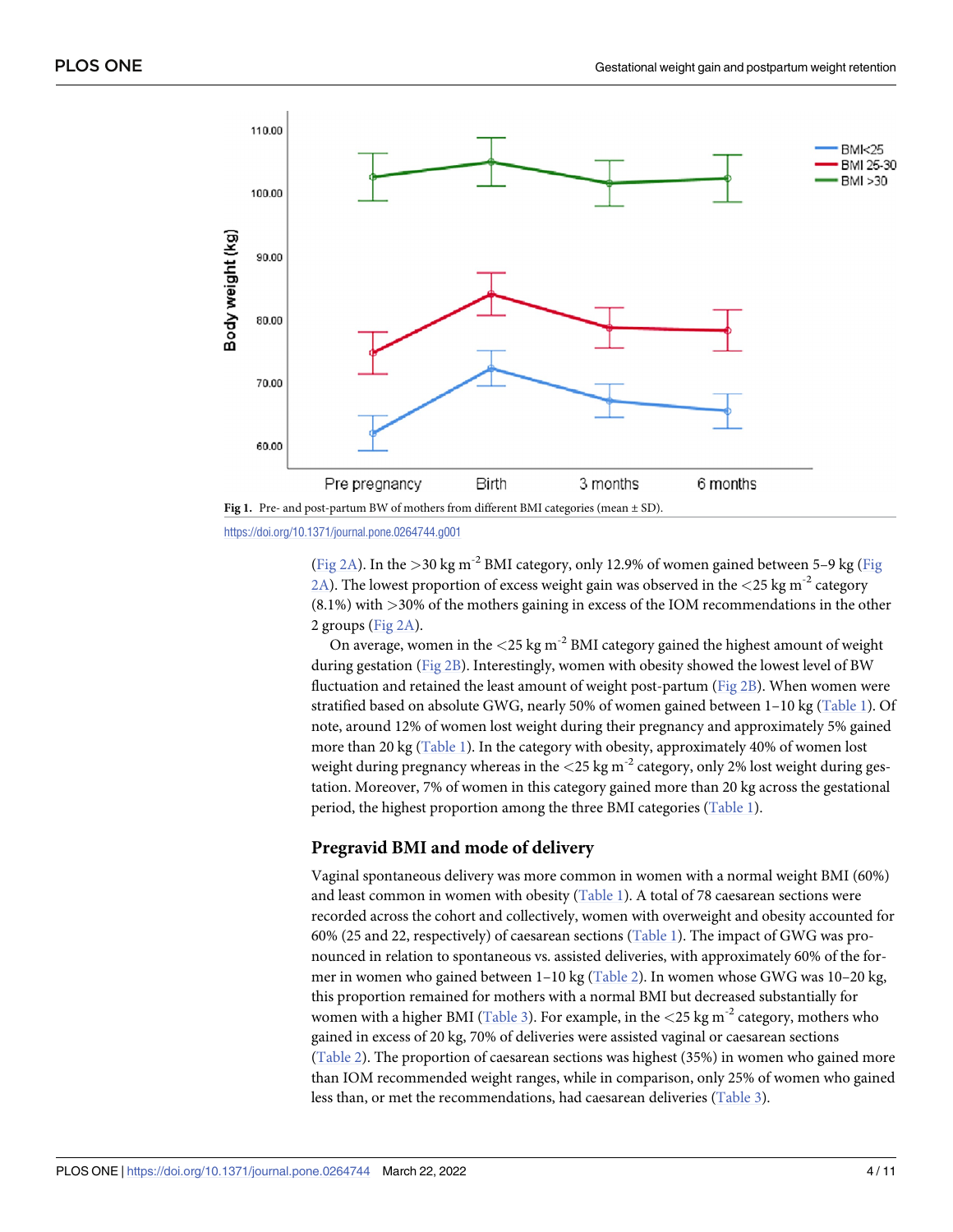Fig 1. Pre- and post-partum BW of mothers from different BMI categories (mean ± SD).

https://doi.org/10.1371/journal.pone.0264744.g001

(Fig 2A). In the >30 kg m$^{-2}$ BMI category, only 12.9% of women gained between 5–9 kg (Fig 2A). The lowest proportion of excess weight gain was observed in the <25 kg m$^{-2}$ category (8.1%) with >30% of the mothers gaining in excess of the IOM recommendations in the other 2 groups (Fig 2A).

On average, women in the <25 kg m$^{-2}$ BMI category gained the highest amount of weight during gestation (Fig 2B). Interestingly, women with obesity showed the lowest level of BW fluctuation and retained the least amount of weight post-partum (Fig 2B). When women were stratified based on absolute GWG, nearly 50% of women gained between 1–10 kg (Table 1). Of note, around 12% of women lost weight during their pregnancy and approximately 5% gained more than 20 kg (Table 1). In the category with obesity, approximately 40% of women lost weight during pregnancy whereas in the <25 kg m$^{-2}$ category, only 2% lost weight during gestation. Moreover, 7% of women in this category gained more than 20 kg across the gestational period, the highest proportion among the three BMI categories (Table 1).

## Pregravid BMI and mode of delivery

Vaginal spontaneous delivery was more common in women with a normal weight BMI (60%) and least common in women with obesity (Table 1). A total of 78 caesarean sections were recorded across the cohort and collectively, women with overweight and obesity accounted for 60% (25 and 22, respectively) of caesarean sections (Table 1). The impact of GWG was pronounced in relation to spontaneous vs. assisted deliveries, with approximately 60% of the former in women who gained between 1–10 kg (Table 2). In women whose GWG was 10–20 kg, this proportion remained for mothers with a normal BMI but decreased substantially for women with a higher BMI (Table 3). For example, in the <25 kg m$^{-2}$ category, mothers who gained in excess of 20 kg, 70% of deliveries were assisted vaginal or caesarean sections (Table 2). The proportion of caesarean sections was highest (35%) in women who gained more than IOM recommended weight ranges, while in comparison, only 25% of women who gained less than, or met the recommendations, had caesarean deliveries (Table 3).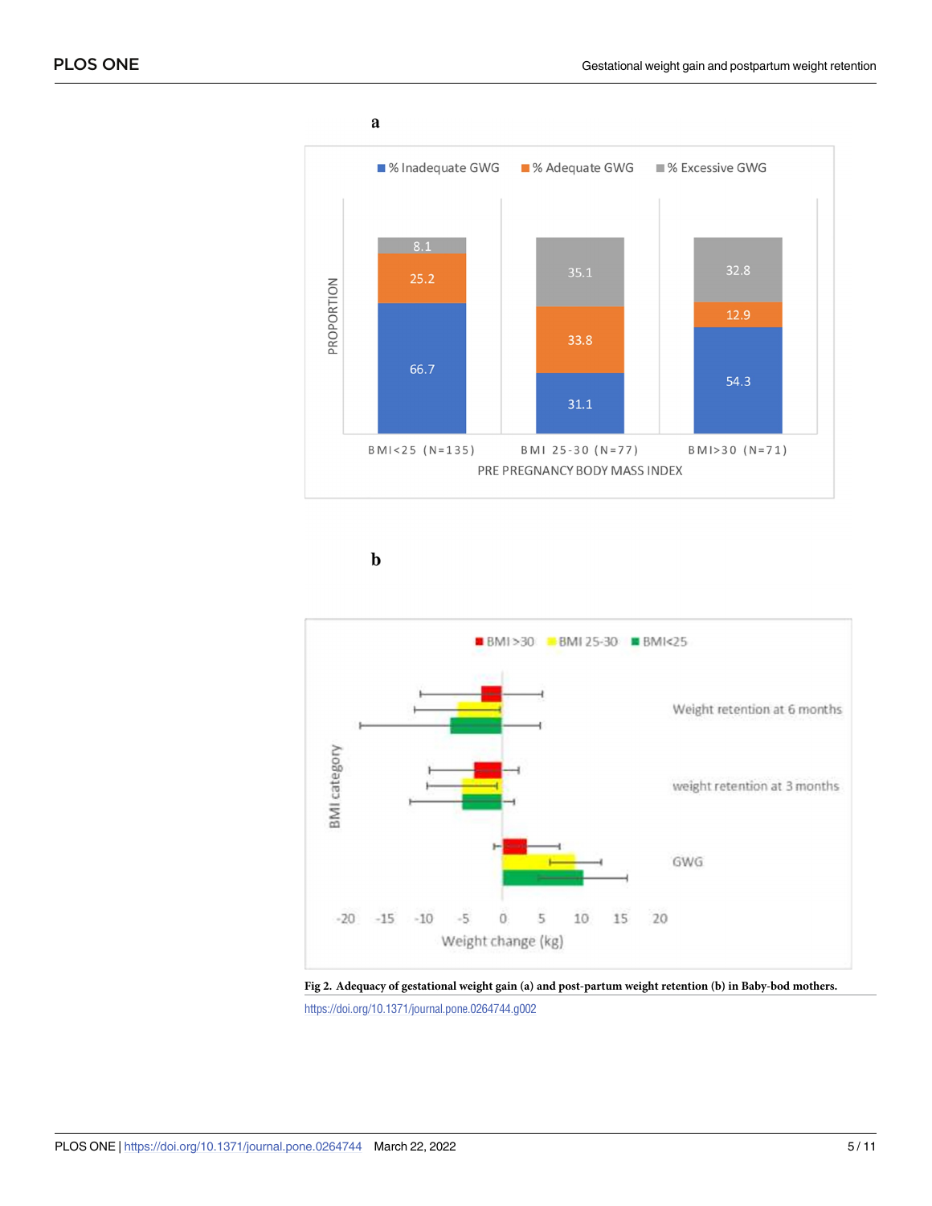**a**

**b**

**Fig 2. Adequacy of gestational weight gain (a) and post-partum weight retention (b) in Baby-bod mothers.**

https://doi.org/10.1371/journal.pone.0264744.g002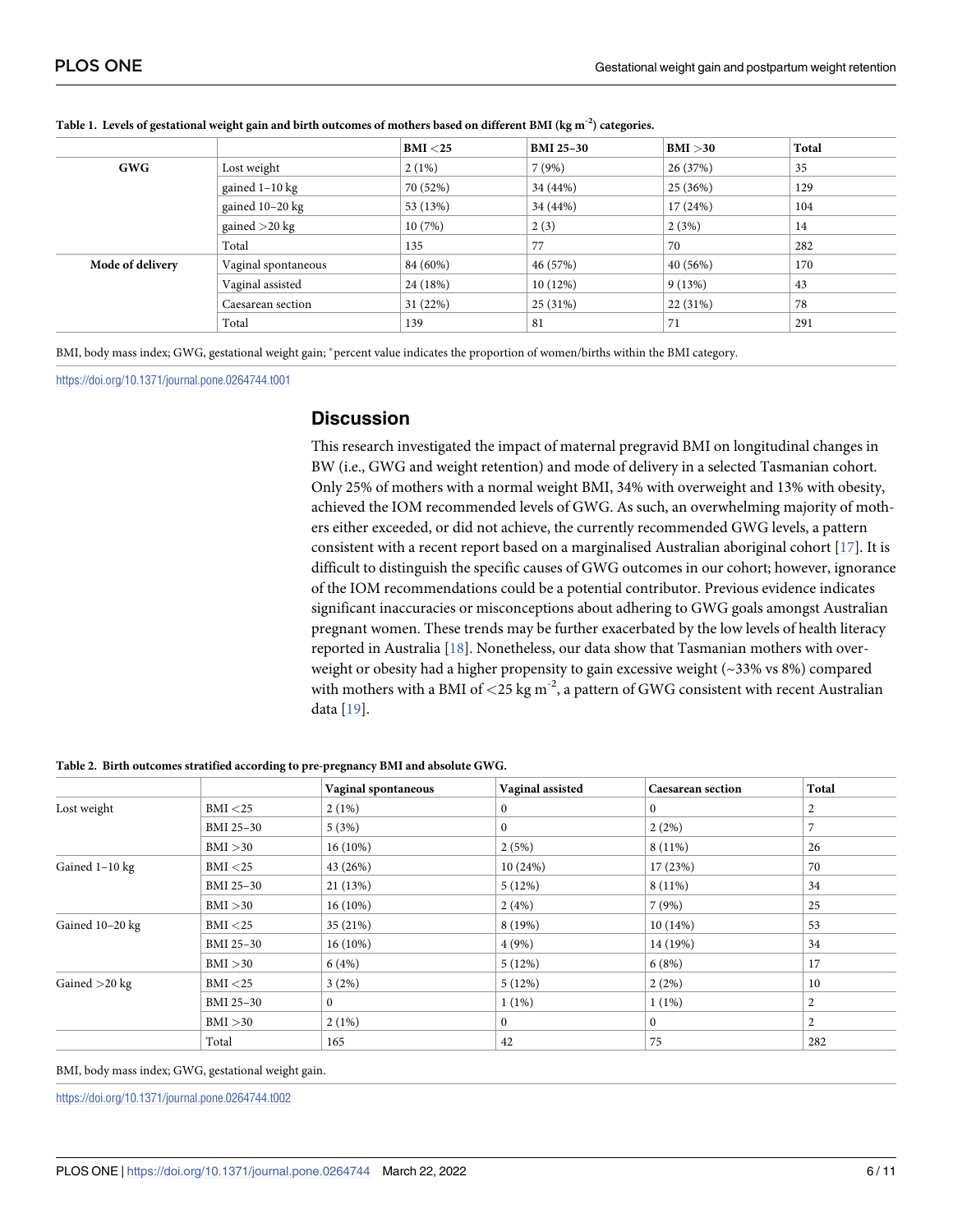**Table 1. Levels of gestational weight gain and birth outcomes of mothers based on different BMI (kg m$^{-2}$) categories.**

| | | BMI <25 | BMI 25–30 | BMI >30 | Total |
|---|---|---|---|---|---|
| **GWG** | Lost weight | 2 (1%) | 7 (9%) | 26 (37%) | 35 |
| | gained 1–10 kg | 70 (52%) | 34 (44%) | 25 (36%) | 129 |
| | gained 10–20 kg | 53 (13%) | 34 (44%) | 17 (24%) | 104 |
| | gained >20 kg | 10 (7%) | 2 (3) | 2 (3%) | 14 |
| | Total | 135 | 77 | 70 | 282 |
| **Mode of delivery** | Vaginal spontaneous | 84 (60%) | 46 (57%) | 40 (56%) | 170 |
| | Vaginal assisted | 24 (18%) | 10 (12%) | 9 (13%) | 43 |
| | Caesarean section | 31 (22%) | 25 (31%) | 22 (31%) | 78 |
| | Total | 139 | 81 | 71 | 291 |

BMI, body mass index; GWG, gestational weight gain; *percent value indicates the proportion of women/births within the BMI category.

https://doi.org/10.1371/journal.pone.0264744.t001

## Discussion

This research investigated the impact of maternal pregravid BMI on longitudinal changes in BW (i.e., GWG and weight retention) and mode of delivery in a selected Tasmanian cohort. Only 25% of mothers with a normal weight BMI, 34% with overweight and 13% with obesity, achieved the IOM recommended levels of GWG. As such, an overwhelming majority of mothers either exceeded, or did not achieve, the currently recommended GWG levels, a pattern consistent with a recent report based on a marginalised Australian aboriginal cohort [17]. It is difficult to distinguish the specific causes of GWG outcomes in our cohort; however, ignorance of the IOM recommendations could be a potential contributor. Previous evidence indicates significant inaccuracies or misconceptions about adhering to GWG goals amongst Australian pregnant women. These trends may be further exacerbated by the low levels of health literacy reported in Australia [18]. Nonetheless, our data show that Tasmanian mothers with overweight or obesity had a higher propensity to gain excessive weight (~33% vs 8%) compared with mothers with a BMI of <25 kg m$^{-2}$, a pattern of GWG consistent with recent Australian data [19].

**Table 2. Birth outcomes stratified according to pre-pregnancy BMI and absolute GWG.**

| | | Vaginal spontaneous | Vaginal assisted | Caesarean section | Total |
|---|---|---|---|---|---|
| Lost weight | BMI <25 | 2 (1%) | 0 | 0 | 2 |
| | BMI 25–30 | 5 (3%) | 0 | 2 (2%) | 7 |
| | BMI >30 | 16 (10%) | 2 (5%) | 8 (11%) | 26 |
| Gained 1–10 kg | BMI <25 | 43 (26%) | 10 (24%) | 17 (23%) | 70 |
| | BMI 25–30 | 21 (13%) | 5 (12%) | 8 (11%) | 34 |
| | BMI >30 | 16 (10%) | 2 (4%) | 7 (9%) | 25 |
| Gained 10–20 kg | BMI <25 | 35 (21%) | 8 (19%) | 10 (14%) | 53 |
| | BMI 25–30 | 16 (10%) | 4 (9%) | 14 (19%) | 34 |
| | BMI >30 | 6 (4%) | 5 (12%) | 6 (8%) | 17 |
| Gained >20 kg | BMI <25 | 3 (2%) | 5 (12%) | 2 (2%) | 10 |
| | BMI 25–30 | 0 | 1 (1%) | 1 (1%) | 2 |
| | BMI >30 | 2 (1%) | 0 | 0 | 2 |
| | Total | 165 | 42 | 75 | 282 |

BMI, body mass index; GWG, gestational weight gain.

https://doi.org/10.1371/journal.pone.0264744.t002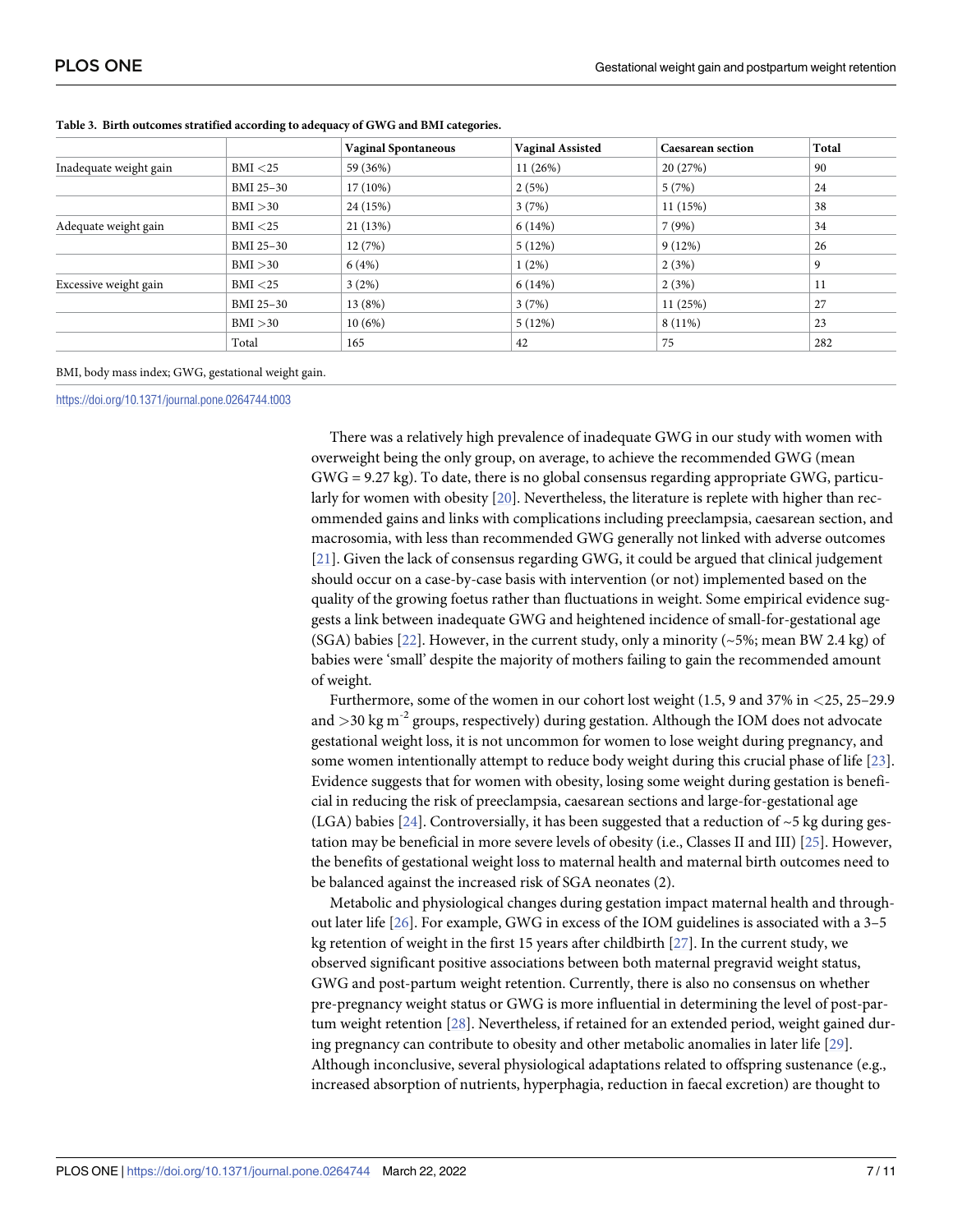**Table 3. Birth outcomes stratified according to adequacy of GWG and BMI categories.**

| | | Vaginal Spontaneous | Vaginal Assisted | Caesarean section | Total |
|---|---|---|---|---|---|
| Inadequate weight gain | BMI <25 | 59 (36%) | 11 (26%) | 20 (27%) | 90 |
| | BMI 25–30 | 17 (10%) | 2 (5%) | 5 (7%) | 24 |
| | BMI >30 | 24 (15%) | 3 (7%) | 11 (15%) | 38 |
| Adequate weight gain | BMI <25 | 21 (13%) | 6 (14%) | 7 (9%) | 34 |
| | BMI 25–30 | 12 (7%) | 5 (12%) | 9 (12%) | 26 |
| | BMI >30 | 6 (4%) | 1 (2%) | 2 (3%) | 9 |
| Excessive weight gain | BMI <25 | 3 (2%) | 6 (14%) | 2 (3%) | 11 |
| | BMI 25–30 | 13 (8%) | 3 (7%) | 11 (25%) | 27 |
| | BMI >30 | 10 (6%) | 5 (12%) | 8 (11%) | 23 |
| | Total | 165 | 42 | 75 | 282 |

BMI, body mass index; GWG, gestational weight gain.

https://doi.org/10.1371/journal.pone.0264744.t003

There was a relatively high prevalence of inadequate GWG in our study with women with overweight being the only group, on average, to achieve the recommended GWG (mean GWG = 9.27 kg). To date, there is no global consensus regarding appropriate GWG, particularly for women with obesity [20]. Nevertheless, the literature is replete with higher than recommended gains and links with complications including preeclampsia, caesarean section, and macrosomia, with less than recommended GWG generally not linked with adverse outcomes [21]. Given the lack of consensus regarding GWG, it could be argued that clinical judgement should occur on a case-by-case basis with intervention (or not) implemented based on the quality of the growing foetus rather than fluctuations in weight. Some empirical evidence suggests a link between inadequate GWG and heightened incidence of small-for-gestational age (SGA) babies [22]. However, in the current study, only a minority (~5%; mean BW 2.4 kg) of babies were 'small' despite the majority of mothers failing to gain the recommended amount of weight.

Furthermore, some of the women in our cohort lost weight (1.5, 9 and 37% in <25, 25–29.9 and >30 kg m$^{-2}$ groups, respectively) during gestation. Although the IOM does not advocate gestational weight loss, it is not uncommon for women to lose weight during pregnancy, and some women intentionally attempt to reduce body weight during this crucial phase of life [23]. Evidence suggests that for women with obesity, losing some weight during gestation is beneficial in reducing the risk of preeclampsia, caesarean sections and large-for-gestational age (LGA) babies [24]. Controversially, it has been suggested that a reduction of ~5 kg during gestation may be beneficial in more severe levels of obesity (i.e., Classes II and III) [25]. However, the benefits of gestational weight loss to maternal health and maternal birth outcomes need to be balanced against the increased risk of SGA neonates (2).

Metabolic and physiological changes during gestation impact maternal health and throughout later life [26]. For example, GWG in excess of the IOM guidelines is associated with a 3–5 kg retention of weight in the first 15 years after childbirth [27]. In the current study, we observed significant positive associations between both maternal pregravid weight status, GWG and post-partum weight retention. Currently, there is also no consensus on whether pre-pregnancy weight status or GWG is more influential in determining the level of post-partum weight retention [28]. Nevertheless, if retained for an extended period, weight gained during pregnancy can contribute to obesity and other metabolic anomalies in later life [29]. Although inconclusive, several physiological adaptations related to offspring sustenance (e.g., increased absorption of nutrients, hyperphagia, reduction in faecal excretion) are thought to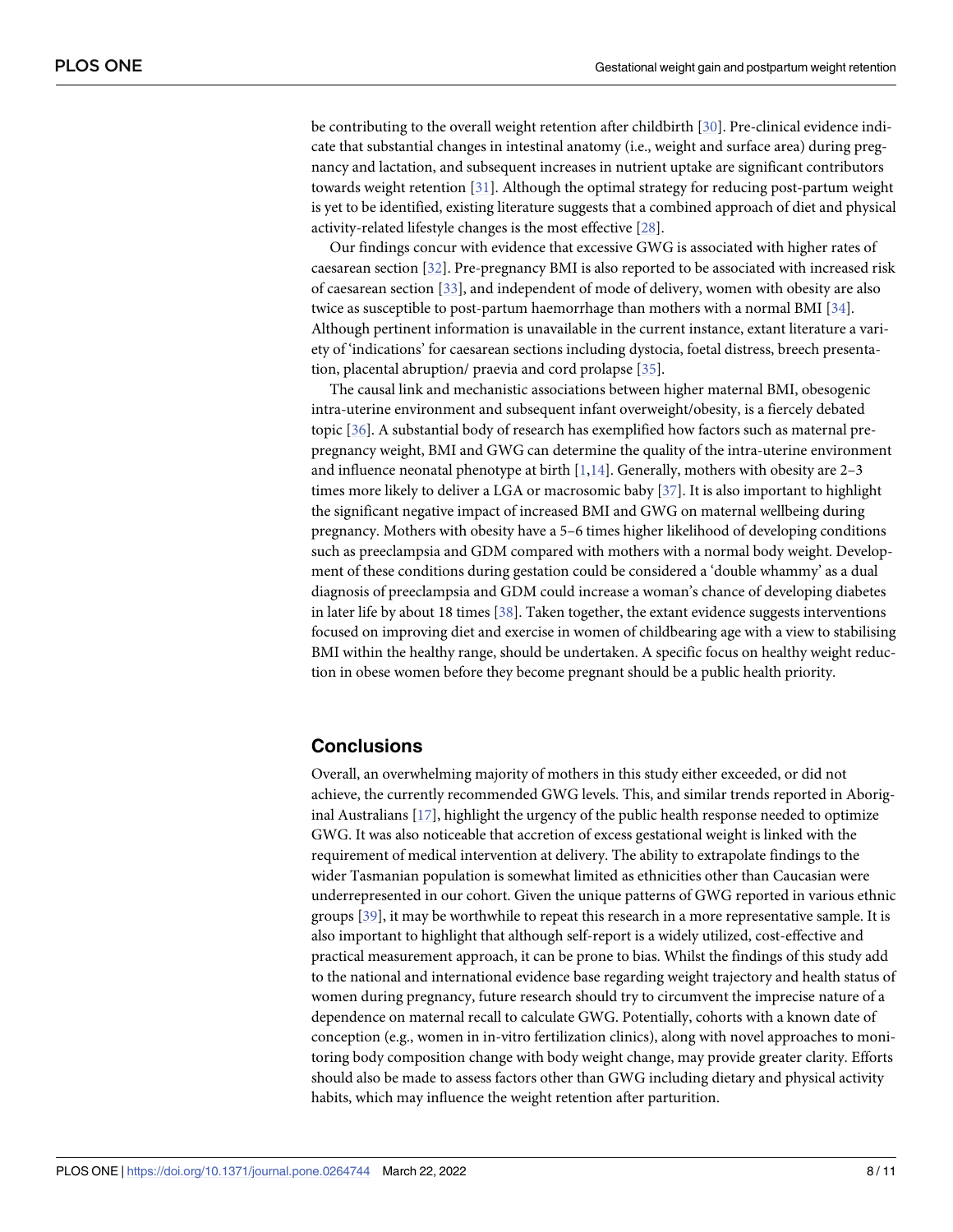be contributing to the overall weight retention after childbirth [30]. Pre-clinical evidence indicate that substantial changes in intestinal anatomy (i.e., weight and surface area) during pregnancy and lactation, and subsequent increases in nutrient uptake are significant contributors towards weight retention [31]. Although the optimal strategy for reducing post-partum weight is yet to be identified, existing literature suggests that a combined approach of diet and physical activity-related lifestyle changes is the most effective [28].

Our findings concur with evidence that excessive GWG is associated with higher rates of caesarean section [32]. Pre-pregnancy BMI is also reported to be associated with increased risk of caesarean section [33], and independent of mode of delivery, women with obesity are also twice as susceptible to post-partum haemorrhage than mothers with a normal BMI [34]. Although pertinent information is unavailable in the current instance, extant literature a variety of 'indications' for caesarean sections including dystocia, foetal distress, breech presentation, placental abruption/ praevia and cord prolapse [35].

The causal link and mechanistic associations between higher maternal BMI, obesogenic intra-uterine environment and subsequent infant overweight/obesity, is a fiercely debated topic [36]. A substantial body of research has exemplified how factors such as maternal pre-pregnancy weight, BMI and GWG can determine the quality of the intra-uterine environment and influence neonatal phenotype at birth [1,14]. Generally, mothers with obesity are 2–3 times more likely to deliver a LGA or macrosomic baby [37]. It is also important to highlight the significant negative impact of increased BMI and GWG on maternal wellbeing during pregnancy. Mothers with obesity have a 5–6 times higher likelihood of developing conditions such as preeclampsia and GDM compared with mothers with a normal body weight. Development of these conditions during gestation could be considered a 'double whammy' as a dual diagnosis of preeclampsia and GDM could increase a woman's chance of developing diabetes in later life by about 18 times [38]. Taken together, the extant evidence suggests interventions focused on improving diet and exercise in women of childbearing age with a view to stabilising BMI within the healthy range, should be undertaken. A specific focus on healthy weight reduction in obese women before they become pregnant should be a public health priority.

## Conclusions

Overall, an overwhelming majority of mothers in this study either exceeded, or did not achieve, the currently recommended GWG levels. This, and similar trends reported in Aboriginal Australians [17], highlight the urgency of the public health response needed to optimize GWG. It was also noticeable that accretion of excess gestational weight is linked with the requirement of medical intervention at delivery. The ability to extrapolate findings to the wider Tasmanian population is somewhat limited as ethnicities other than Caucasian were underrepresented in our cohort. Given the unique patterns of GWG reported in various ethnic groups [39], it may be worthwhile to repeat this research in a more representative sample. It is also important to highlight that although self-report is a widely utilized, cost-effective and practical measurement approach, it can be prone to bias. Whilst the findings of this study add to the national and international evidence base regarding weight trajectory and health status of women during pregnancy, future research should try to circumvent the imprecise nature of a dependence on maternal recall to calculate GWG. Potentially, cohorts with a known date of conception (e.g., women in in-vitro fertilization clinics), along with novel approaches to monitoring body composition change with body weight change, may provide greater clarity. Efforts should also be made to assess factors other than GWG including dietary and physical activity habits, which may influence the weight retention after parturition.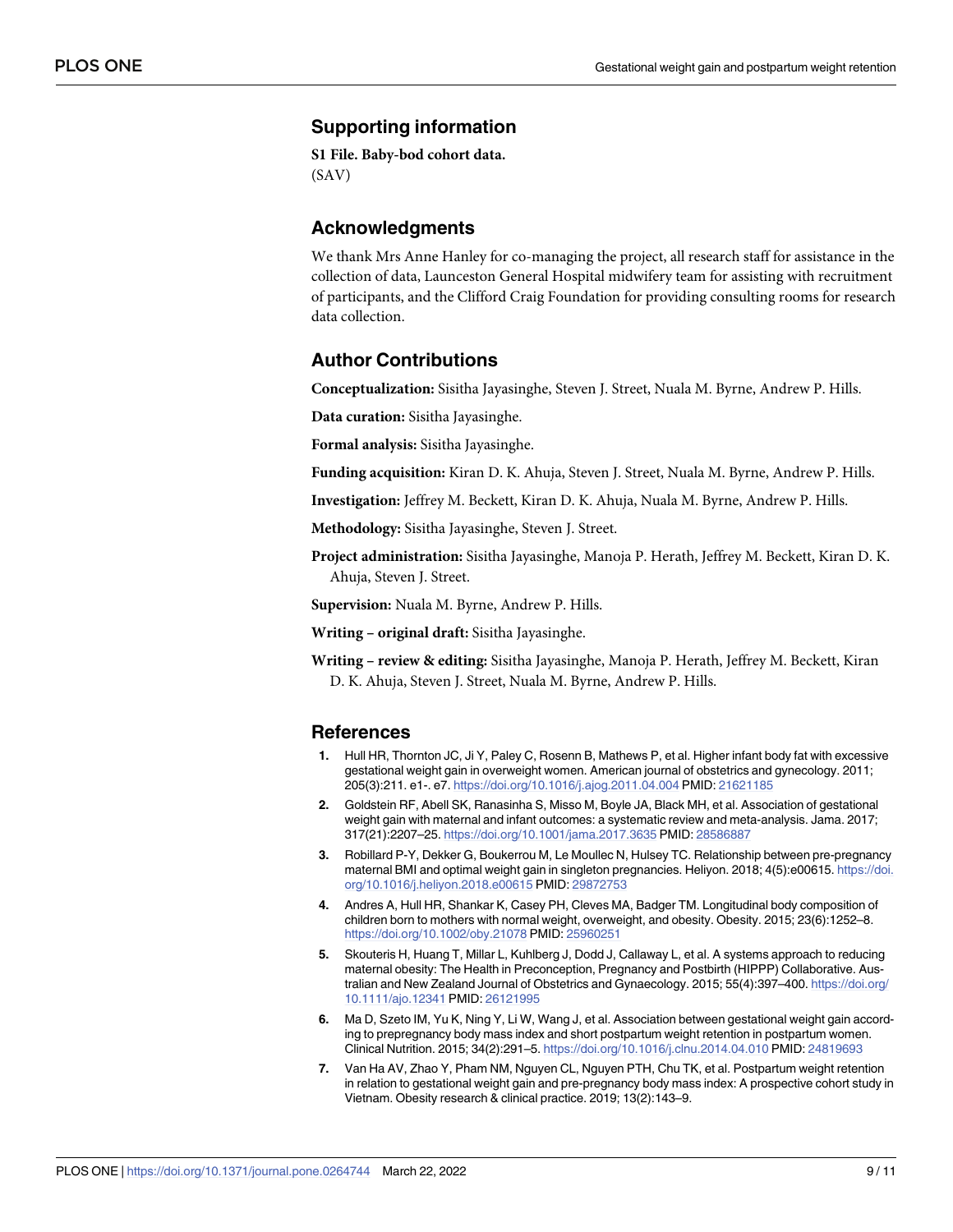## Supporting information

**S1 File. Baby-bod cohort data.**
(SAV)

## Acknowledgments

We thank Mrs Anne Hanley for co-managing the project, all research staff for assistance in the collection of data, Launceston General Hospital midwifery team for assisting with recruitment of participants, and the Clifford Craig Foundation for providing consulting rooms for research data collection.

## Author Contributions

**Conceptualization:** Sisitha Jayasinghe, Steven J. Street, Nuala M. Byrne, Andrew P. Hills.

**Data curation:** Sisitha Jayasinghe.

**Formal analysis:** Sisitha Jayasinghe.

**Funding acquisition:** Kiran D. K. Ahuja, Steven J. Street, Nuala M. Byrne, Andrew P. Hills.

**Investigation:** Jeffrey M. Beckett, Kiran D. K. Ahuja, Nuala M. Byrne, Andrew P. Hills.

**Methodology:** Sisitha Jayasinghe, Steven J. Street.

**Project administration:** Sisitha Jayasinghe, Manoja P. Herath, Jeffrey M. Beckett, Kiran D. K. Ahuja, Steven J. Street.

**Supervision:** Nuala M. Byrne, Andrew P. Hills.

**Writing – original draft:** Sisitha Jayasinghe.

**Writing – review & editing:** Sisitha Jayasinghe, Manoja P. Herath, Jeffrey M. Beckett, Kiran D. K. Ahuja, Steven J. Street, Nuala M. Byrne, Andrew P. Hills.

## References

1. Hull HR, Thornton JC, Ji Y, Paley C, Rosenn B, Mathews P, et al. Higher infant body fat with excessive gestational weight gain in overweight women. American journal of obstetrics and gynecology. 2011; 205(3):211. e1-. e7. https://doi.org/10.1016/j.ajog.2011.04.004 PMID: 21621185
2. Goldstein RF, Abell SK, Ranasinha S, Misso M, Boyle JA, Black MH, et al. Association of gestational weight gain with maternal and infant outcomes: a systematic review and meta-analysis. Jama. 2017; 317(21):2207–25. https://doi.org/10.1001/jama.2017.3635 PMID: 28586887
3. Robillard P-Y, Dekker G, Boukerrou M, Le Moullec N, Hulsey TC. Relationship between pre-pregnancy maternal BMI and optimal weight gain in singleton pregnancies. Heliyon. 2018; 4(5):e00615. https://doi.org/10.1016/j.heliyon.2018.e00615 PMID: 29872753
4. Andres A, Hull HR, Shankar K, Casey PH, Cleves MA, Badger TM. Longitudinal body composition of children born to mothers with normal weight, overweight, and obesity. Obesity. 2015; 23(6):1252–8. https://doi.org/10.1002/oby.21078 PMID: 25960251
5. Skouteris H, Huang T, Millar L, Kuhlberg J, Dodd J, Callaway L, et al. A systems approach to reducing maternal obesity: The Health in Preconception, Pregnancy and Postbirth (HIPPP) Collaborative. Australian and New Zealand Journal of Obstetrics and Gynaecology. 2015; 55(4):397–400. https://doi.org/10.1111/ajo.12341 PMID: 26121995
6. Ma D, Szeto IM, Yu K, Ning Y, Li W, Wang J, et al. Association between gestational weight gain according to prepregnancy body mass index and short postpartum weight retention in postpartum women. Clinical Nutrition. 2015; 34(2):291–5. https://doi.org/10.1016/j.clnu.2014.04.010 PMID: 24819693
7. Van Ha AV, Zhao Y, Pham NM, Nguyen CL, Nguyen PTH, Chu TK, et al. Postpartum weight retention in relation to gestational weight gain and pre-pregnancy body mass index: A prospective cohort study in Vietnam. Obesity research & clinical practice. 2019; 13(2):143–9.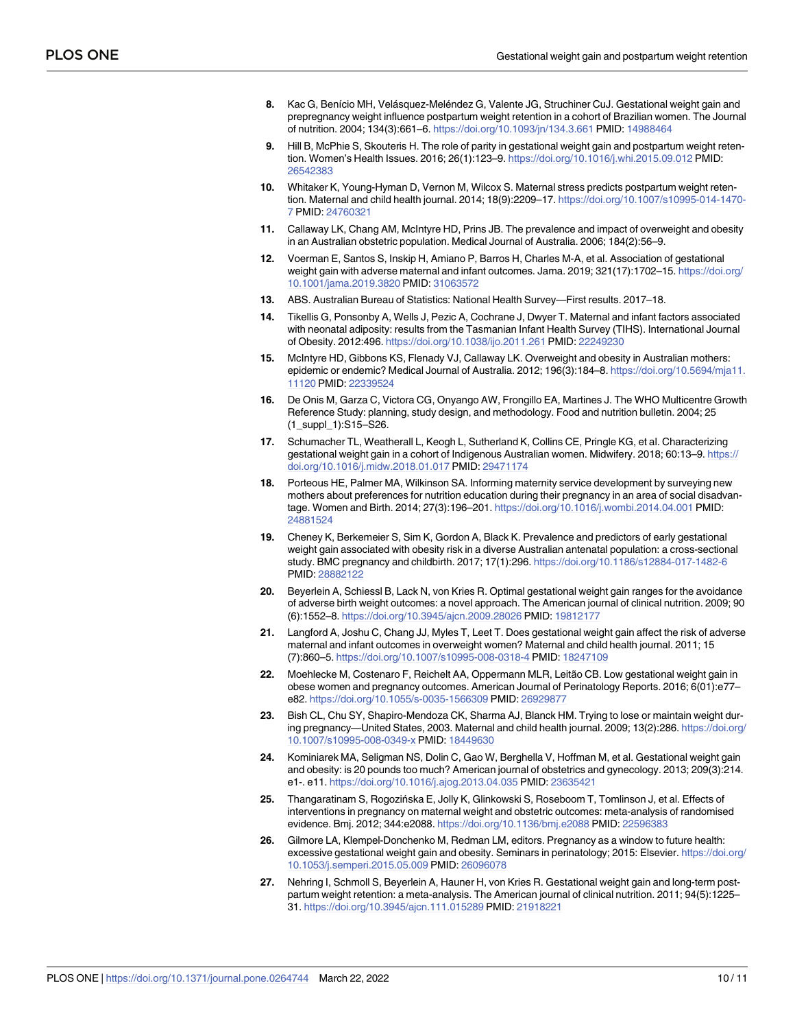8. Kac G, Benício MH, Velásquez-Meléndez G, Valente JG, Struchiner CuJ. Gestational weight gain and prepregnancy weight influence postpartum weight retention in a cohort of Brazilian women. The Journal of nutrition. 2004; 134(3):661–6. https://doi.org/10.1093/jn/134.3.661 PMID: 14988464
9. Hill B, McPhie S, Skouteris H. The role of parity in gestational weight gain and postpartum weight retention. Women's Health Issues. 2016; 26(1):123–9. https://doi.org/10.1016/j.whi.2015.09.012 PMID: 26542383
10. Whitaker K, Young-Hyman D, Vernon M, Wilcox S. Maternal stress predicts postpartum weight retention. Maternal and child health journal. 2014; 18(9):2209–17. https://doi.org/10.1007/s10995-014-1470-7 PMID: 24760321
11. Callaway LK, Chang AM, McIntyre HD, Prins JB. The prevalence and impact of overweight and obesity in an Australian obstetric population. Medical Journal of Australia. 2006; 184(2):56–9.
12. Voerman E, Santos S, Inskip H, Amiano P, Barros H, Charles M-A, et al. Association of gestational weight gain with adverse maternal and infant outcomes. Jama. 2019; 321(17):1702–15. https://doi.org/10.1001/jama.2019.3820 PMID: 31063572
13. ABS. Australian Bureau of Statistics: National Health Survey—First results. 2017–18.
14. Tikellis G, Ponsonby A, Wells J, Pezic A, Cochrane J, Dwyer T. Maternal and infant factors associated with neonatal adiposity: results from the Tasmanian Infant Health Survey (TIHS). International Journal of Obesity. 2012:496. https://doi.org/10.1038/ijo.2011.261 PMID: 22249230
15. McIntyre HD, Gibbons KS, Flenady VJ, Callaway LK. Overweight and obesity in Australian mothers: epidemic or endemic? Medical Journal of Australia. 2012; 196(3):184–8. https://doi.org/10.5694/mja11.11120 PMID: 22339524
16. De Onis M, Garza C, Victora CG, Onyango AW, Frongillo EA, Martines J. The WHO Multicentre Growth Reference Study: planning, study design, and methodology. Food and nutrition bulletin. 2004; 25 (1_suppl_1):S15–S26.
17. Schumacher TL, Weatherall L, Keogh L, Sutherland K, Collins CE, Pringle KG, et al. Characterizing gestational weight gain in a cohort of Indigenous Australian women. Midwifery. 2018; 60:13–9. https://doi.org/10.1016/j.midw.2018.01.017 PMID: 29471174
18. Porteous HE, Palmer MA, Wilkinson SA. Informing maternity service development by surveying new mothers about preferences for nutrition education during their pregnancy in an area of social disadvantage. Women and Birth. 2014; 27(3):196–201. https://doi.org/10.1016/j.wombi.2014.04.001 PMID: 24881524
19. Cheney K, Berkemeier S, Sim K, Gordon A, Black K. Prevalence and predictors of early gestational weight gain associated with obesity risk in a diverse Australian antenatal population: a cross-sectional study. BMC pregnancy and childbirth. 2017; 17(1):296. https://doi.org/10.1186/s12884-017-1482-6 PMID: 28882122
20. Beyerlein A, Schiessl B, Lack N, von Kries R. Optimal gestational weight gain ranges for the avoidance of adverse birth weight outcomes: a novel approach. The American journal of clinical nutrition. 2009; 90 (6):1552–8. https://doi.org/10.3945/ajcn.2009.28026 PMID: 19812177
21. Langford A, Joshu C, Chang JJ, Myles T, Leet T. Does gestational weight gain affect the risk of adverse maternal and infant outcomes in overweight women? Maternal and child health journal. 2011; 15 (7):860–5. https://doi.org/10.1007/s10995-008-0318-4 PMID: 18247109
22. Moehlecke M, Costenaro F, Reichelt AA, Oppermann MLR, Leitão CB. Low gestational weight gain in obese women and pregnancy outcomes. American Journal of Perinatology Reports. 2016; 6(01):e77–e82. https://doi.org/10.1055/s-0035-1566309 PMID: 26929877
23. Bish CL, Chu SY, Shapiro-Mendoza CK, Sharma AJ, Blanck HM. Trying to lose or maintain weight during pregnancy—United States, 2003. Maternal and child health journal. 2009; 13(2):286. https://doi.org/10.1007/s10995-008-0349-x PMID: 18449630
24. Kominiarek MA, Seligman NS, Dolin C, Gao W, Berghella V, Hoffman M, et al. Gestational weight gain and obesity: is 20 pounds too much? American journal of obstetrics and gynecology. 2013; 209(3):214. e1-. e11. https://doi.org/10.1016/j.ajog.2013.04.035 PMID: 23635421
25. Thangaratinam S, Rogozińska E, Jolly K, Glinkowski S, Roseboom T, Tomlinson J, et al. Effects of interventions in pregnancy on maternal weight and obstetric outcomes: meta-analysis of randomised evidence. Bmj. 2012; 344:e2088. https://doi.org/10.1136/bmj.e2088 PMID: 22596383
26. Gilmore LA, Klempel-Donchenko M, Redman LM, editors. Pregnancy as a window to future health: excessive gestational weight gain and obesity. Seminars in perinatology; 2015: Elsevier. https://doi.org/10.1053/j.semperi.2015.05.009 PMID: 26096078
27. Nehring I, Schmoll S, Beyerlein A, Hauner H, von Kries R. Gestational weight gain and long-term postpartum weight retention: a meta-analysis. The American journal of clinical nutrition. 2011; 94(5):1225–31. https://doi.org/10.3945/ajcn.111.015289 PMID: 21918221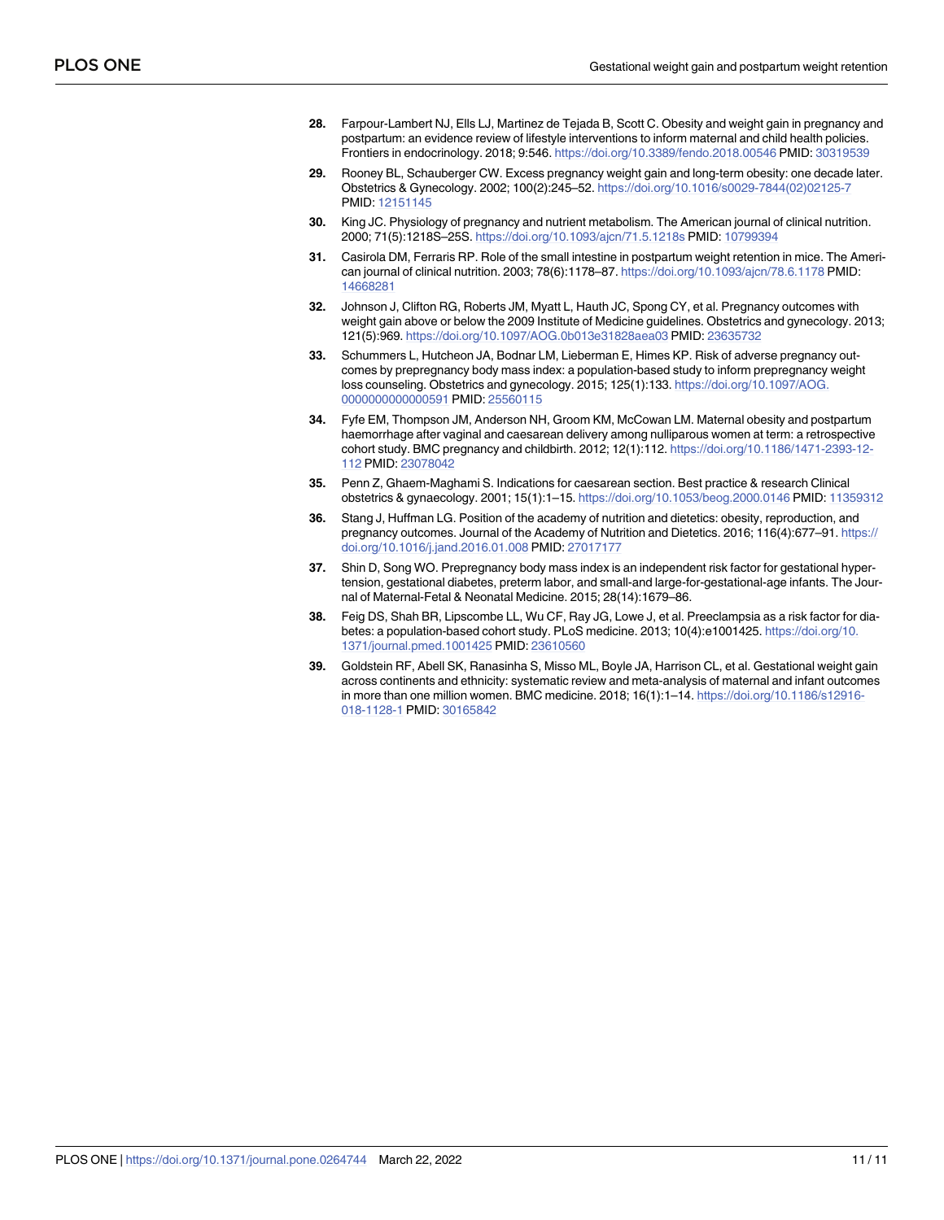28. Farpour-Lambert NJ, Ells LJ, Martinez de Tejada B, Scott C. Obesity and weight gain in pregnancy and postpartum: an evidence review of lifestyle interventions to inform maternal and child health policies. Frontiers in endocrinology. 2018; 9:546. https://doi.org/10.3389/fendo.2018.00546 PMID: 30319539

29. Rooney BL, Schauberger CW. Excess pregnancy weight gain and long-term obesity: one decade later. Obstetrics & Gynecology. 2002; 100(2):245–52. https://doi.org/10.1016/s0029-7844(02)02125-7 PMID: 12151145

30. King JC. Physiology of pregnancy and nutrient metabolism. The American journal of clinical nutrition. 2000; 71(5):1218S–25S. https://doi.org/10.1093/ajcn/71.5.1218s PMID: 10799394

31. Casirola DM, Ferraris RP. Role of the small intestine in postpartum weight retention in mice. The American journal of clinical nutrition. 2003; 78(6):1178–87. https://doi.org/10.1093/ajcn/78.6.1178 PMID: 14668281

32. Johnson J, Clifton RG, Roberts JM, Myatt L, Hauth JC, Spong CY, et al. Pregnancy outcomes with weight gain above or below the 2009 Institute of Medicine guidelines. Obstetrics and gynecology. 2013; 121(5):969. https://doi.org/10.1097/AOG.0b013e31828aea03 PMID: 23635732

33. Schummers L, Hutcheon JA, Bodnar LM, Lieberman E, Himes KP. Risk of adverse pregnancy outcomes by prepregnancy body mass index: a population-based study to inform prepregnancy weight loss counseling. Obstetrics and gynecology. 2015; 125(1):133. https://doi.org/10.1097/AOG.0000000000000591 PMID: 25560115

34. Fyfe EM, Thompson JM, Anderson NH, Groom KM, McCowan LM. Maternal obesity and postpartum haemorrhage after vaginal and caesarean delivery among nulliparous women at term: a retrospective cohort study. BMC pregnancy and childbirth. 2012; 12(1):112. https://doi.org/10.1186/1471-2393-12-112 PMID: 23078042

35. Penn Z, Ghaem-Maghami S. Indications for caesarean section. Best practice & research Clinical obstetrics & gynaecology. 2001; 15(1):1–15. https://doi.org/10.1053/beog.2000.0146 PMID: 11359312

36. Stang J, Huffman LG. Position of the academy of nutrition and dietetics: obesity, reproduction, and pregnancy outcomes. Journal of the Academy of Nutrition and Dietetics. 2016; 116(4):677–91. https://doi.org/10.1016/j.jand.2016.01.008 PMID: 27017177

37. Shin D, Song WO. Prepregnancy body mass index is an independent risk factor for gestational hypertension, gestational diabetes, preterm labor, and small-and large-for-gestational-age infants. The Journal of Maternal-Fetal & Neonatal Medicine. 2015; 28(14):1679–86.

38. Feig DS, Shah BR, Lipscombe LL, Wu CF, Ray JG, Lowe J, et al. Preeclampsia as a risk factor for diabetes: a population-based cohort study. PLoS medicine. 2013; 10(4):e1001425. https://doi.org/10.1371/journal.pmed.1001425 PMID: 23610560

39. Goldstein RF, Abell SK, Ranasinha S, Misso ML, Boyle JA, Harrison CL, et al. Gestational weight gain across continents and ethnicity: systematic review and meta-analysis of maternal and infant outcomes in more than one million women. BMC medicine. 2018; 16(1):1–14. https://doi.org/10.1186/s12916-018-1128-1 PMID: 30165842